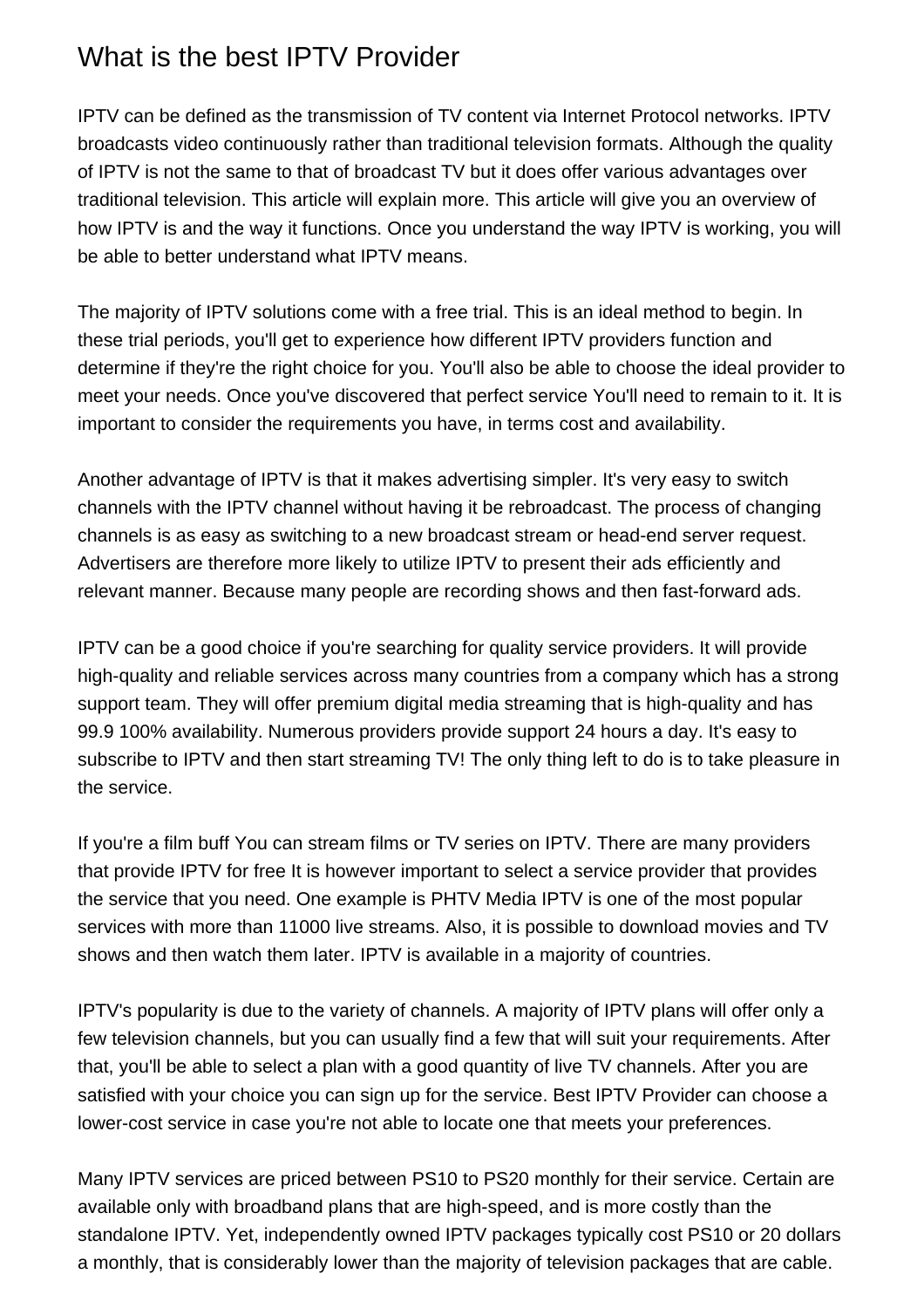# What is the best IPTV Provider

IPTV can be defined as the transmission of TV content via Internet Protocol networks. IPTV broadcasts video continuously rather than traditional television formats. Although the quality of IPTV is not the same to that of broadcast TV but it does offer various advantages over traditional television. This article will explain more. This article will give you an overview of how IPTV is and the way it functions. Once you understand the way IPTV is working, you will be able to better understand what IPTV means.

The majority of IPTV solutions come with a free trial. This is an ideal method to begin. In these trial periods, you'll get to experience how different IPTV providers function and determine if they're the right choice for you. You'll also be able to choose the ideal provider to meet your needs. Once you've discovered that perfect service You'll need to remain to it. It is important to consider the requirements you have, in terms cost and availability.

Another advantage of IPTV is that it makes advertising simpler. It's very easy to switch channels with the IPTV channel without having it be rebroadcast. The process of changing channels is as easy as switching to a new broadcast stream or head-end server request. Advertisers are therefore more likely to utilize IPTV to present their ads efficiently and relevant manner. Because many people are recording shows and then fast-forward ads.

IPTV can be a good choice if you're searching for quality service providers. It will provide high-quality and reliable services across many countries from a company which has a strong support team. They will offer premium digital media streaming that is high-quality and has 99.9 100% availability. Numerous providers provide support 24 hours a day. It's easy to subscribe to IPTV and then start streaming TV! The only thing left to do is to take pleasure in the service.

If you're a film buff You can stream films or TV series on IPTV. There are many providers that provide IPTV for free It is however important to select a service provider that provides the service that you need. One example is PHTV Media IPTV is one of the most popular services with more than 11000 live streams. Also, it is possible to download movies and TV shows and then watch them later. IPTV is available in a majority of countries.

IPTV's popularity is due to the variety of channels. A majority of IPTV plans will offer only a few television channels, but you can usually find a few that will suit your requirements. After that, you'll be able to select a plan with a good quantity of live TV channels. After you are satisfied with your choice you can sign up for the service. Best IPTV Provider can choose a lower-cost service in case you're not able to locate one that meets your preferences.

Many IPTV services are priced between PS10 to PS20 monthly for their service. Certain are available only with broadband plans that are high-speed, and is more costly than the standalone IPTV. Yet, independently owned IPTV packages typically cost PS10 or 20 dollars a monthly, that is considerably lower than the majority of television packages that are cable.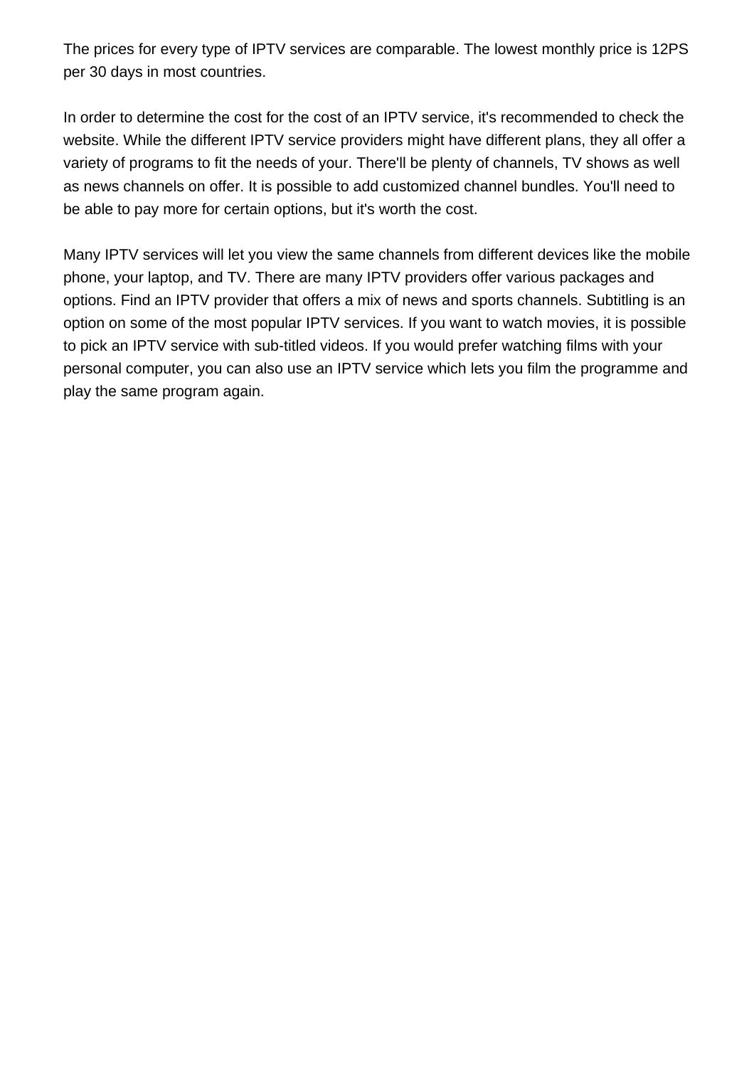The prices for every type of IPTV services are comparable. The lowest monthly price is 12PS per 30 days in most countries.

In order to determine the cost for the cost of an IPTV service, it's recommended to check the website. While the different IPTV service providers might have different plans, they all offer a variety of programs to fit the needs of your. There'll be plenty of channels, TV shows as well as news channels on offer. It is possible to add customized channel bundles. You'll need to be able to pay more for certain options, but it's worth the cost.

Many IPTV services will let you view the same channels from different devices like the mobile phone, your laptop, and TV. There are many IPTV providers offer various packages and options. Find an IPTV provider that offers a mix of news and sports channels. Subtitling is an option on some of the most popular IPTV services. If you want to watch movies, it is possible to pick an IPTV service with sub-titled videos. If you would prefer watching films with your personal computer, you can also use an IPTV service which lets you film the programme and play the same program again.